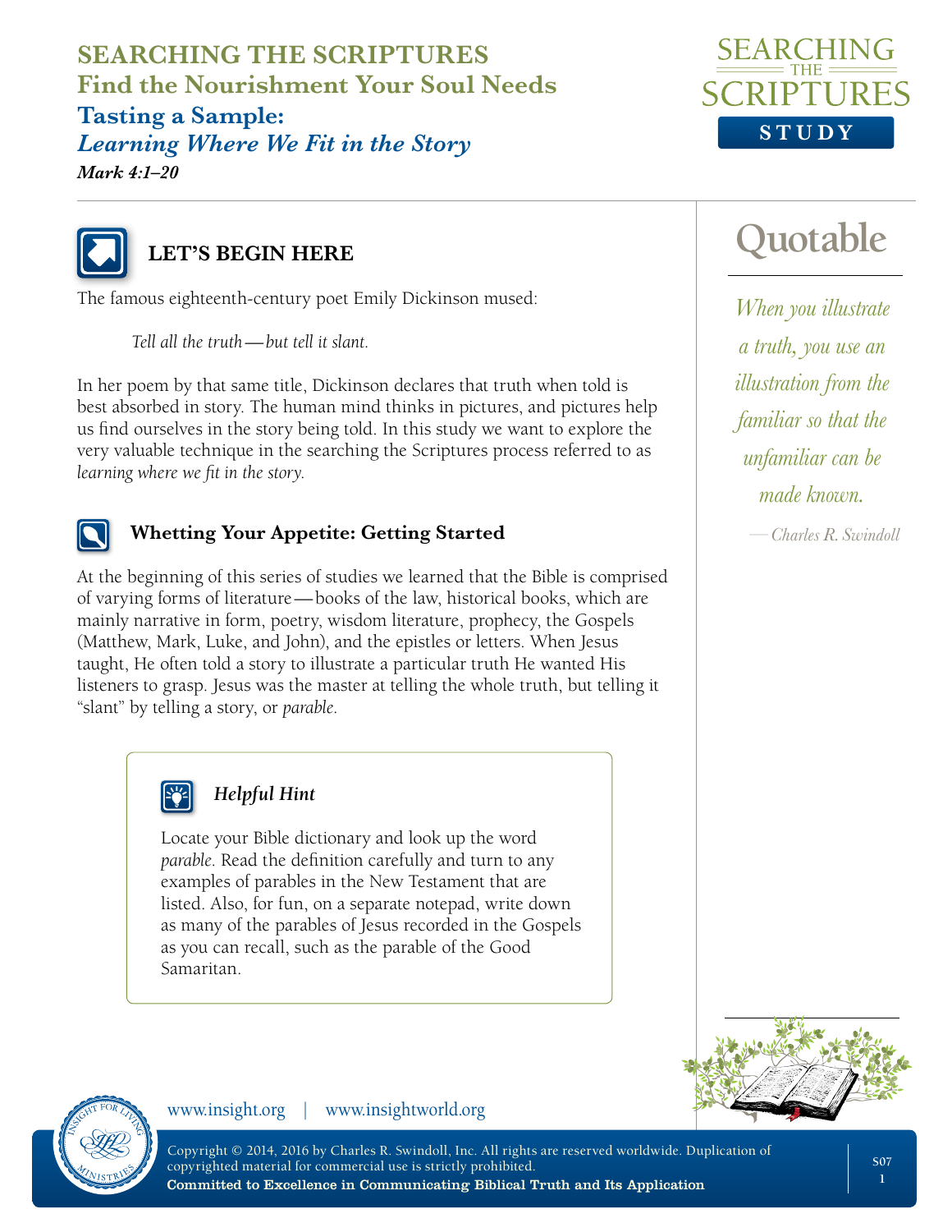# SEARCHING THE SCRIPTURES
## Find the Nourishment Your Soul Needs
### Tasting a Sample:
### *Learning Where We Fit in the Story*
***Mark 4:1–20***

## LET'S BEGIN HERE

The famous eighteenth-century poet Emily Dickinson mused:

> *Tell all the truth—but tell it slant.*

In her poem by that same title, Dickinson declares that truth when told is best absorbed in story. The human mind thinks in pictures, and pictures help us find ourselves in the story being told. In this study we want to explore the very valuable technique in the searching the Scriptures process referred to as *learning where we fit in the story*.

### Whetting Your Appetite: Getting Started

At the beginning of this series of studies we learned that the Bible is comprised of varying forms of literature—books of the law, historical books, which are mainly narrative in form, poetry, wisdom literature, prophecy, the Gospels (Matthew, Mark, Luke, and John), and the epistles or letters. When Jesus taught, He often told a story to illustrate a particular truth He wanted His listeners to grasp. Jesus was the master at telling the whole truth, but telling it "slant" by telling a story, or *parable*.

> ***Helpful Hint***
>
> Locate your Bible dictionary and look up the word *parable*. Read the definition carefully and turn to any examples of parables in the New Testament that are listed. Also, for fun, on a separate notepad, write down as many of the parables of Jesus recorded in the Gospels as you can recall, such as the parable of the Good Samaritan.

## Quotable

*When you illustrate a truth, you use an illustration from the familiar so that the unfamiliar can be made known.*

—*Charles R. Swindoll*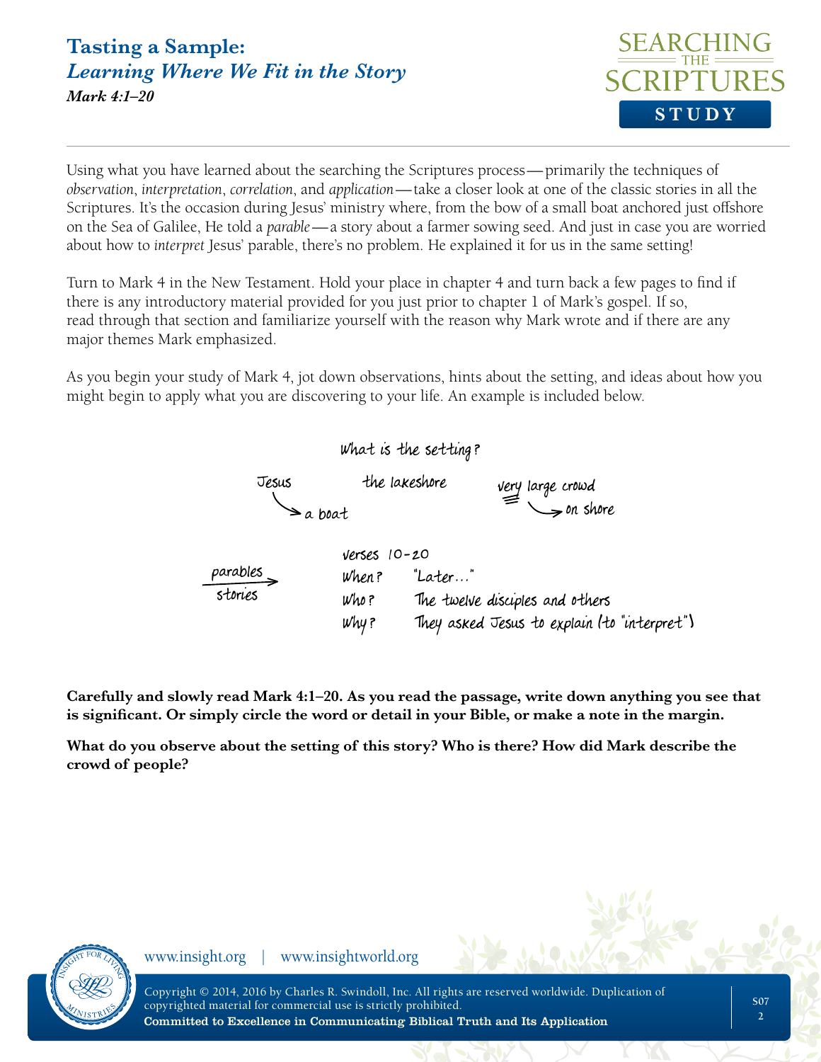# Tasting a Sample:
## *Learning Where We Fit in the Story*
***Mark 4:1–20***

Using what you have learned about the searching the Scriptures process—primarily the techniques of *observation*, *interpretation*, *correlation*, and *application*—take a closer look at one of the classic stories in all the Scriptures. It's the occasion during Jesus' ministry where, from the bow of a small boat anchored just offshore on the Sea of Galilee, He told a *parable*—a story about a farmer sowing seed. And just in case you are worried about how to *interpret* Jesus' parable, there's no problem. He explained it for us in the same setting!

Turn to Mark 4 in the New Testament. Hold your place in chapter 4 and turn back a few pages to find if there is any introductory material provided for you just prior to chapter 1 of Mark's gospel. If so, read through that section and familiarize yourself with the reason why Mark wrote and if there are any major themes Mark emphasized.

As you begin your study of Mark 4, jot down observations, hints about the setting, and ideas about how you might begin to apply what you are discovering to your life. An example is included below.

What is the setting?

Jesus → a boat

the lakeshore

very large crowd → on shore

parables → stories

verses 10–20

When? "Later…"

Who? The twelve disciples and others

Why? They asked Jesus to explain (to "interpret")

**Carefully and slowly read Mark 4:1–20. As you read the passage, write down anything you see that is significant. Or simply circle the word or detail in your Bible, or make a note in the margin.**

**What do you observe about the setting of this story? Who is there? How did Mark describe the crowd of people?**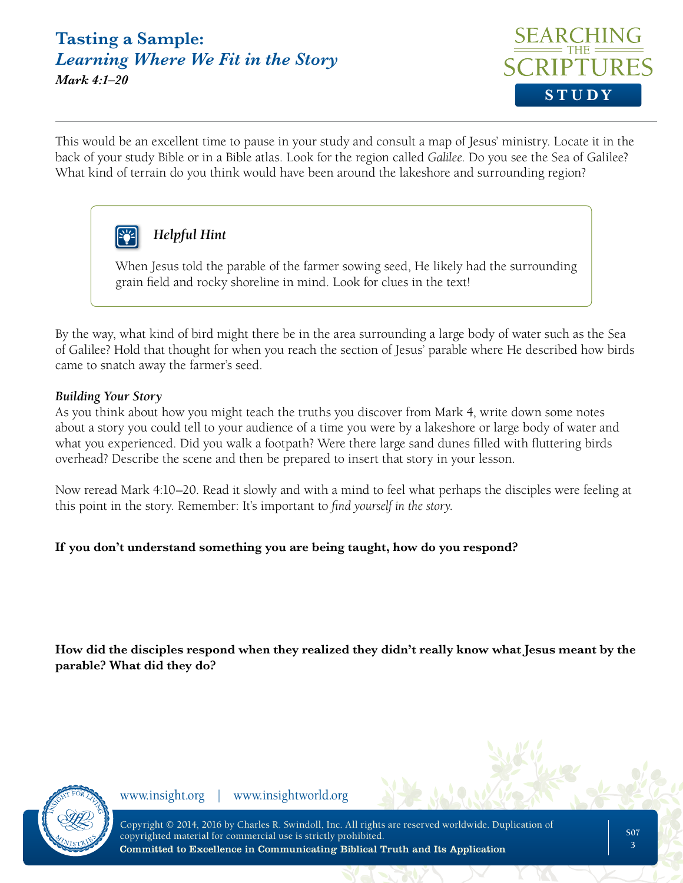This would be an excellent time to pause in your study and consult a map of Jesus' ministry. Locate it in the back of your study Bible or in a Bible atlas. Look for the region called *Galilee*. Do you see the Sea of Galilee? What kind of terrain do you think would have been around the lakeshore and surrounding region?

> ***Helpful Hint***
>
> When Jesus told the parable of the farmer sowing seed, He likely had the surrounding grain field and rocky shoreline in mind. Look for clues in the text!

By the way, what kind of bird might there be in the area surrounding a large body of water such as the Sea of Galilee? Hold that thought for when you reach the section of Jesus' parable where He described how birds came to snatch away the farmer's seed.

***Building Your Story***

As you think about how you might teach the truths you discover from Mark 4, write down some notes about a story you could tell to your audience of a time you were by a lakeshore or large body of water and what you experienced. Did you walk a footpath? Were there large sand dunes filled with fluttering birds overhead? Describe the scene and then be prepared to insert that story in your lesson.

Now reread Mark 4:10–20. Read it slowly and with a mind to feel what perhaps the disciples were feeling at this point in the story. Remember: It's important to *find yourself in the story.*

**If you don't understand something you are being taught, how do you respond?**

**How did the disciples respond when they realized they didn't really know what Jesus meant by the parable? What did they do?**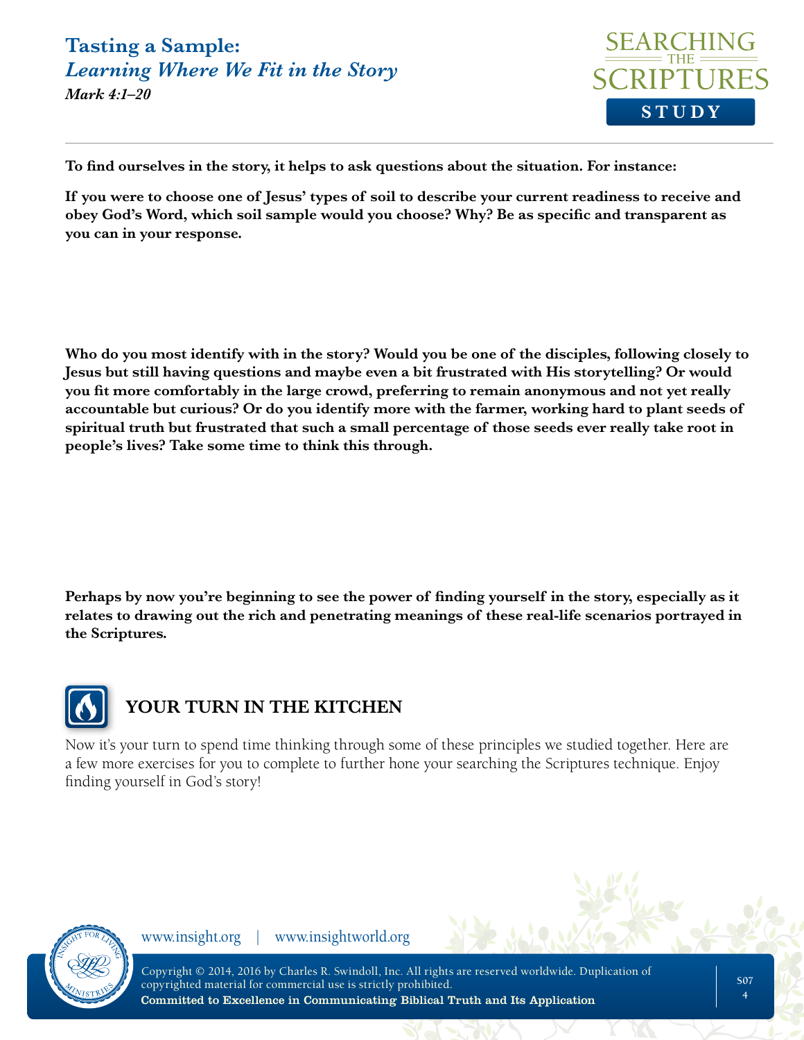To find ourselves in the story, it helps to ask questions about the situation. For instance:

**If you were to choose one of Jesus' types of soil to describe your current readiness to receive and obey God's Word, which soil sample would you choose? Why? Be as specific and transparent as you can in your response.**

**Who do you most identify with in the story? Would you be one of the disciples, following closely to Jesus but still having questions and maybe even a bit frustrated with His storytelling? Or would you fit more comfortably in the large crowd, preferring to remain anonymous and not yet really accountable but curious? Or do you identify more with the farmer, working hard to plant seeds of spiritual truth but frustrated that such a small percentage of those seeds ever really take root in people's lives? Take some time to think this through.**

**Perhaps by now you're beginning to see the power of finding yourself in the story, especially as it relates to drawing out the rich and penetrating meanings of these real-life scenarios portrayed in the Scriptures.**

## YOUR TURN IN THE KITCHEN

Now it's your turn to spend time thinking through some of these principles we studied together. Here are a few more exercises for you to complete to further hone your searching the Scriptures technique. Enjoy finding yourself in God's story!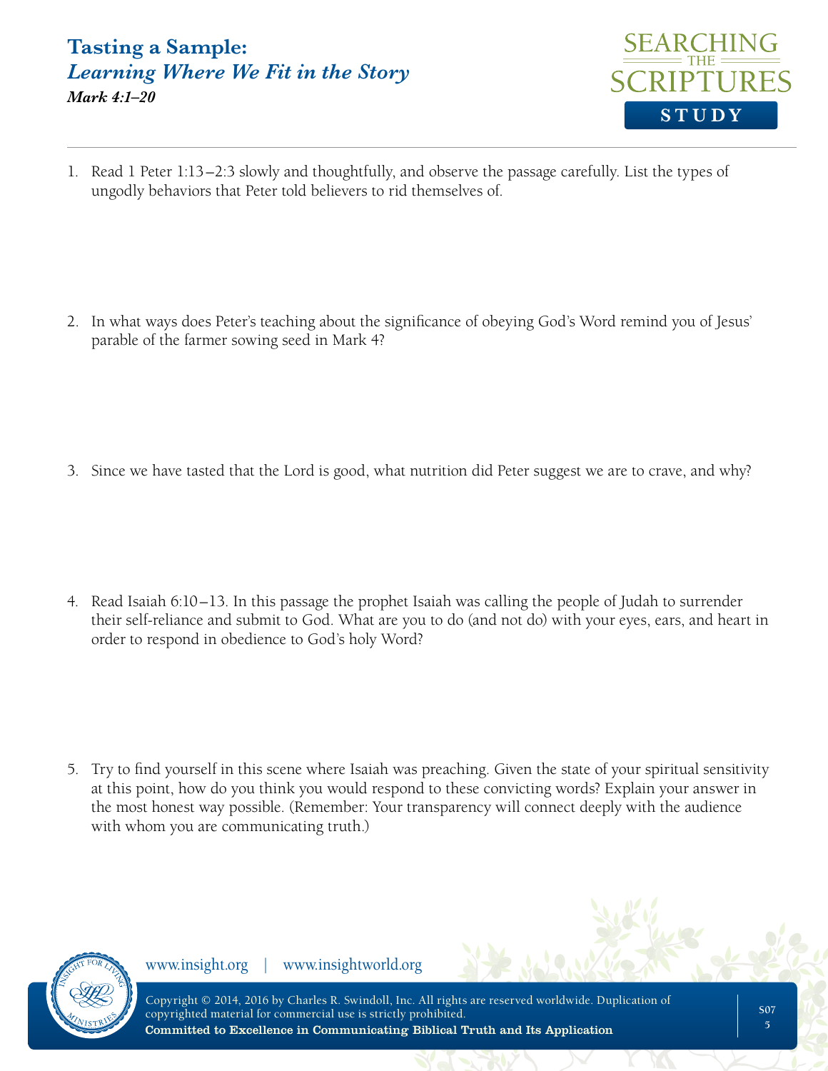# Tasting a Sample:
## *Learning Where We Fit in the Story*
***Mark 4:1–20***

1. Read 1 Peter 1:13–2:3 slowly and thoughtfully, and observe the passage carefully. List the types of ungodly behaviors that Peter told believers to rid themselves of.

2. In what ways does Peter's teaching about the significance of obeying God's Word remind you of Jesus' parable of the farmer sowing seed in Mark 4?

3. Since we have tasted that the Lord is good, what nutrition did Peter suggest we are to crave, and why?

4. Read Isaiah 6:10–13. In this passage the prophet Isaiah was calling the people of Judah to surrender their self-reliance and submit to God. What are you to do (and not do) with your eyes, ears, and heart in order to respond in obedience to God's holy Word?

5. Try to find yourself in this scene where Isaiah was preaching. Given the state of your spiritual sensitivity at this point, how do you think you would respond to these convicting words? Explain your answer in the most honest way possible. (Remember: Your transparency will connect deeply with the audience with whom you are communicating truth.)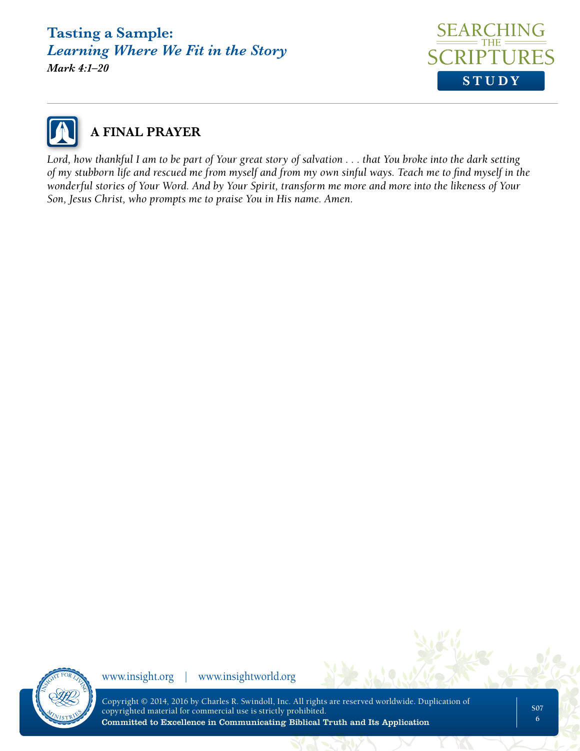## A FINAL PRAYER

*Lord, how thankful I am to be part of Your great story of salvation . . . that You broke into the dark setting of my stubborn life and rescued me from myself and from my own sinful ways. Teach me to find myself in the wonderful stories of Your Word. And by Your Spirit, transform me more and more into the likeness of Your Son, Jesus Christ, who prompts me to praise You in His name. Amen.*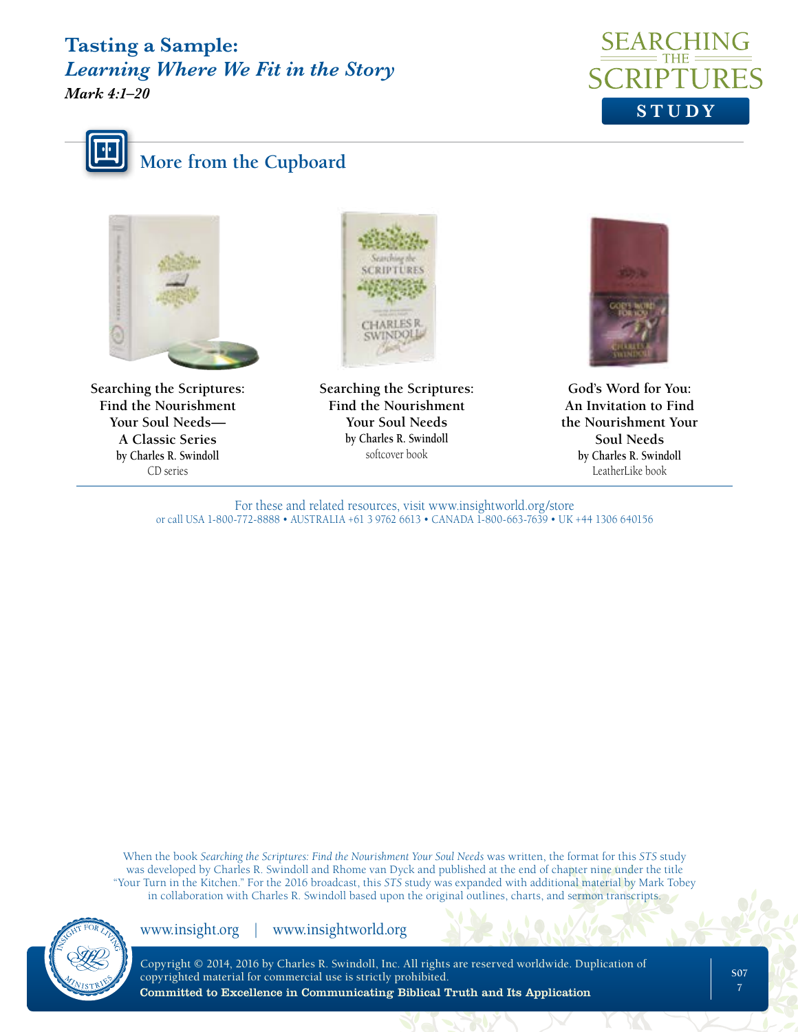# Tasting a Sample: *Learning Where We Fit in the Story*

***Mark 4:1–20***

SEARCHING THE SCRIPTURES STUDY

## More from the Cupboard

**Searching the Scriptures: Find the Nourishment Your Soul Needs— A Classic Series**
by Charles R. Swindoll
CD series

**Searching the Scriptures: Find the Nourishment Your Soul Needs**
by Charles R. Swindoll
softcover book

**God's Word for You: An Invitation to Find the Nourishment Your Soul Needs**
by Charles R. Swindoll
LeatherLike book

For these and related resources, visit www.insightworld.org/store
or call USA 1-800-772-8888 • AUSTRALIA +61 3 9762 6613 • CANADA 1-800-663-7639 • UK +44 1306 640156

When the book *Searching the Scriptures: Find the Nourishment Your Soul Needs* was written, the format for this *STS* study was developed by Charles R. Swindoll and Rhome van Dyck and published at the end of chapter nine under the title "Your Turn in the Kitchen." For the 2016 broadcast, this *STS* study was expanded with additional material by Mark Tobey in collaboration with Charles R. Swindoll based upon the original outlines, charts, and sermon transcripts.

www.insight.org | www.insightworld.org

Copyright © 2014, 2016 by Charles R. Swindoll, Inc. All rights are reserved worldwide. Duplication of copyrighted material for commercial use is strictly prohibited.

**Committed to Excellence in Communicating Biblical Truth and Its Application**